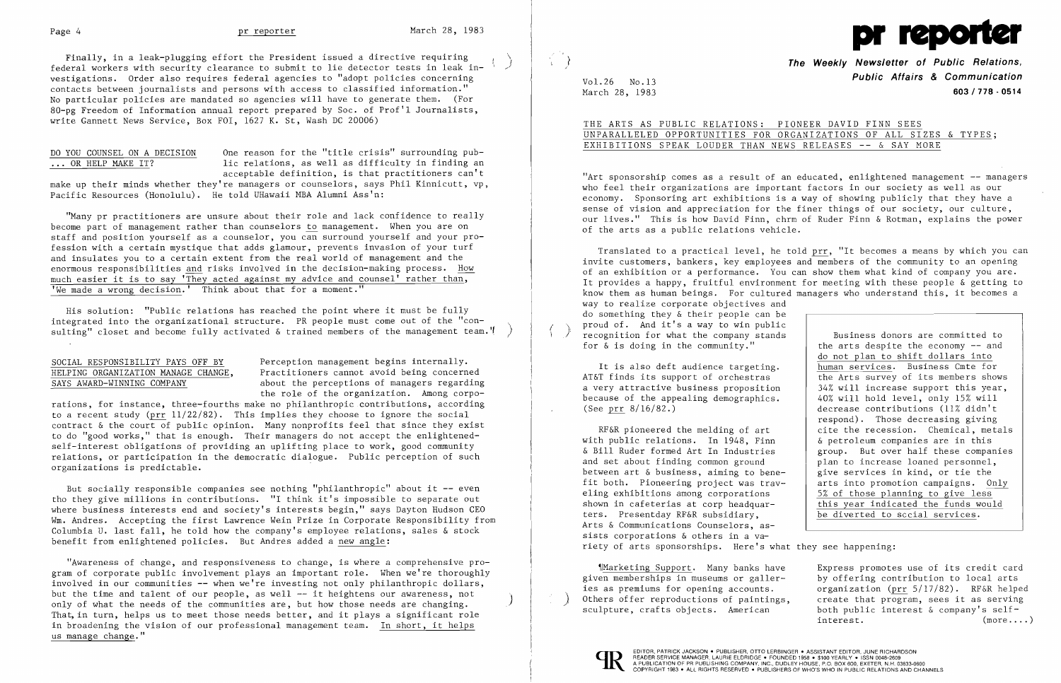Finally, in a leak-plugging effort the President issued a directive requiring federal workers with security clearance to submit to lie detector tests in leak investigations. Order also requires federal agencies to "adopt policies concerning contacts between journalists and persons with access to classified information." No particular policies are mandated so agencies will have to generate them. (For 80-pg Freedom of Information annual report prepared by Soc. of Prof'l Journalists, write Gannett News Service, Box FOI, 1627 K. St, Wash DC 20006)

## DO YOU COUNSEL ON A DECISION ... OR HELP MAKE IT?

One reason for the "title crisis" surrounding public relations, as well as difficulty in finding an acceptable definition, is that practitioners can't make up their minds whether they're managers or counselors, says Phil Kinnicutt, vp, Pacific Resources (Honolulu). He told UHawaii MBA Alumni Ass'n:

"Many pr practitioners are unsure about their role and lack confidence to really become part of management rather than counselors to management. When you are on staff and position yourself as a counselor, you can surround yourself and your profession with a certain mystique that adds glamour, prevents invasion of your turf and insulates you to a certain extent from the real world of management and the enormous responsibilities and risks involved in the decision-making process. How much easier it is to say 'They acted against my advice and counsel' rather than, 'We made a wrong decision.' Think about that for a moment."

His solution: "Public relations has reached the point where it must be fully integrated into the organizational structure. PR people must come out of the "consulting" closet and become fully activated & trained members of the management team."

## SOCIAL RESPONSIBILITY PAYS OFF BY HELPING ORGANIZATION MANAGE CHANGE, SAYS AWARD-WINNING COMPANY

Perception management begins internally. Practitioners cannot avoid being concerned about the perceptions of managers regarding the role of the organization. Among corporations, for instance, three-fourths make no philanthropic contributions, according to a recent study (prr 11/22/82). This implies they choose to ignore the social contract & the court of public opinion. Many nonprofits feel that since they exist to do "good works," that is enough. Their managers do not accept the enlightened-self-interest obligations of providing an uplifting place to work, good community relations, or participation in the democratic dialogue. Public perception of such organizations is predictable.

But socially responsible companies see nothing "philanthropic" about it -- even tho they give millions in contributions. "I think it's impossible to separate out where business interests end and society's interests begin," says Dayton Hudson CEO Wm. Andres. Accepting the first Lawrence Wein Prize in Corporate Responsibility from Columbia U. last fall, he told how the company's employee relations, sales & stock benefit from enlightened policies. But Andres added a new angle:

"Awareness of change, and responsiveness to change, is where a comprehensive program of corporate public involvement plays an important role. When we're thoroughly involved in our communities -- when we're investing not only philanthropic dollars, but the time and talent of our people, as well -- it heightens our awareness, not only of what the needs of the communities are, but how those needs are changing. That, in turn, helps us to meet those needs better, and it plays a significant role in broadening the vision of our professional management team. In short, it helps us manage change."

# pr reporter

**The Weekly Newsletter of Public Relations, Public Affairs & Communication**

Vol.26 No.13
March 28, 1983

603 / 778 - 0514

## THE ARTS AS PUBLIC RELATIONS: PIONEER DAVID FINN SEES UNPARALLELED OPPORTUNITIES FOR ORGANIZATIONS OF ALL SIZES & TYPES; EXHIBITIONS SPEAK LOUDER THAN NEWS RELEASES -- & SAY MORE

"Art sponsorship comes as a result of an educated, enlightened management -- managers who feel their organizations are important factors in our society as well as our economy. Sponsoring art exhibitions is a way of showing publicly that they have a sense of vision and appreciation for the finer things of our society, our culture, our lives." This is how David Finn, chrm of Ruder Finn & Rotman, explains the power of the arts as a public relations vehicle.

Translated to a practical level, he told prr, "It becomes a means by which you can invite customers, bankers, key employees and members of the community to an opening of an exhibition or a performance. You can show them what kind of company you are. It provides a happy, fruitful environment for meeting with these people & getting to know them as human beings. For cultured managers who understand this, it becomes a way to realize corporate objectives and do something they & their people can be proud of. And it's a way to win public recognition for what the company stands for & is doing in the community."

It is also deft audience targeting. AT&T finds its support of orchestras a very attractive business proposition because of the appealing demographics. (See prr 8/16/82.)

RF&R pioneered the melding of art with public relations. In 1948, Finn & Bill Ruder formed Art In Industries and set about finding common ground between art & business, aiming to benefit both. Pioneering project was traveling exhibitions among corporations shown in cafeterias at corp headquarters. Presentday RF&R subsidiary, Arts & Communications Counselors, assists corporations & others in a variety of arts sponsorships. Here's what they see happening:

> Business donors are committed to the arts despite the economy -- and do not plan to shift dollars into human services. Business Cmte for the Arts survey of its members shows 34% will increase support this year, 40% will hold level, only 15% will decrease contributions (11% didn't respond). Those decreasing giving cite the recession. Chemical, metals & petroleum companies are in this group. But over half these companies plan to increase loaned personnel, give services in kind, or tie the arts into promotion campaigns. Only 5% of those planning to give less this year indicated the funds would be diverted to social services.

¶Marketing Support. Many banks have given memberships in museums or galleries as premiums for opening accounts. Others offer reproductions of paintings, sculpture, crafts objects. American Express promotes use of its credit card by offering contribution to local arts organization (prr 5/17/82). RF&R helped create that program, sees it as serving both public interest & company's self-interest. (more....)

EDITOR, PATRICK JACKSON • PUBLISHER, OTTO LERBINGER • ASSISTANT EDITOR, JUNE RICHARDSON
READER SERVICE MANAGER, LAURIE ELDRIDGE • FOUNDED 1958 • $100 YEARLY • ISSN 0048-2609
A PUBLICATION OF PR PUBLISHING COMPANY, INC., DUDLEY HOUSE, P.O. BOX 600, EXETER, N.H. 03833-0600
COPYRIGHT 1983 • ALL RIGHTS RESERVED • PUBLISHERS OF WHO'S WHO IN PUBLIC RELATIONS AND CHANNELS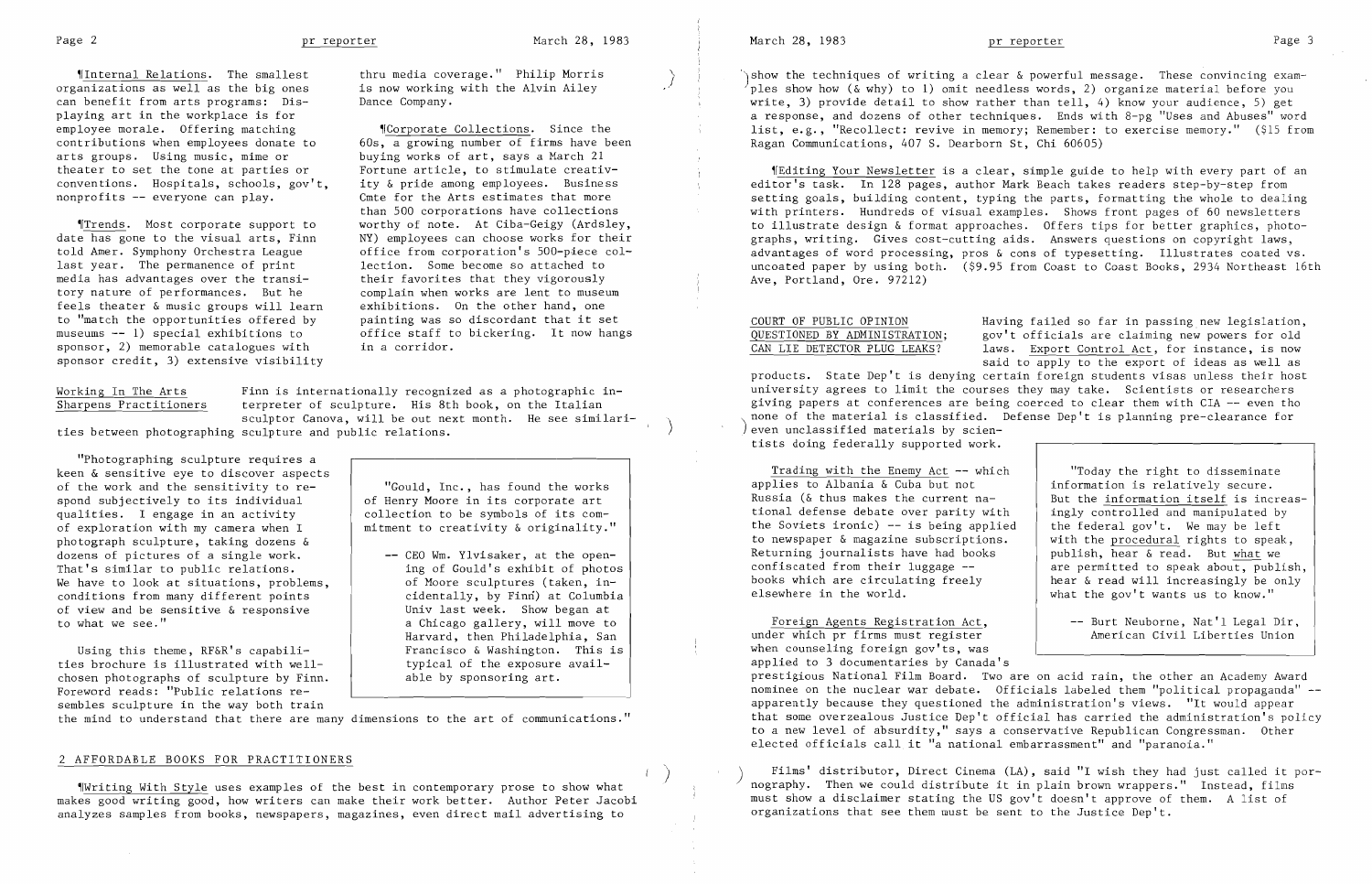¶Internal Relations. The smallest organizations as well as the big ones can benefit from arts programs: Displaying art in the workplace is for employee morale. Offering matching contributions when employees donate to arts groups. Using music, mime or theater to set the tone at parties or conventions. Hospitals, schools, gov't, nonprofits -- everyone can play.

¶Trends. Most corporate support to date has gone to the visual arts, Finn told Amer. Symphony Orchestra League last year. The permanence of print media has advantages over the transitory nature of performances. But he feels theater & music groups will learn to "match the opportunities offered by museums -- 1) special exhibitions to sponsor, 2) memorable catalogues with sponsor credit, 3) extensive visibility thru media coverage." Philip Morris is now working with the Alvin Ailey Dance Company.

¶Corporate Collections. Since the 60s, a growing number of firms have been buying works of art, says a March 21 Fortune article, to stimulate creativity & pride among employees. Business Cmte for the Arts estimates that more than 500 corporations have collections worthy of note. At Ciba-Geigy (Ardsley, NY) employees can choose works for their office from corporation's 500-piece collection. Some become so attached to their favorites that they vigorously complain when works are lent to museum exhibitions. On the other hand, one painting was so discordant that it set office staff to bickering. It now hangs in a corridor.

## Working In The Arts Sharpens Practitioners

Finn is internationally recognized as a photographic interpreter of sculpture. His 8th book, on the Italian sculptor Canova, will be out next month. He see similarities between photographing sculpture and public relations.

"Photographing sculpture requires a keen & sensitive eye to discover aspects of the work and the sensitivity to respond subjectively to its individual qualities. I engage in an activity of exploration with my camera when I photograph sculpture, taking dozens & dozens of pictures of a single work. That's similar to public relations. We have to look at situations, problems, conditions from many different points of view and be sensitive & responsive to what we see."

> "Gould, Inc., has found the works of Henry Moore in its corporate art collection to be symbols of its commitment to creativity & originality."
>
> -- CEO Wm. Ylvisaker, at the opening of Gould's exhibit of photos of Moore sculptures (taken, incidentally, by Finn) at Columbia Univ last week. Show began at a Chicago gallery, will move to Harvard, then Philadelphia, San Francisco & Washington. This is typical of the exposure available by sponsoring art.

Using this theme, RF&R's capabilities brochure is illustrated with well-chosen photographs of sculpture by Finn. Foreword reads: "Public relations resembles sculpture in the way both train the mind to understand that there are many dimensions to the art of communications."

## 2 AFFORDABLE BOOKS FOR PRACTITIONERS

¶Writing With Style uses examples of the best in contemporary prose to show what makes good writing good, how writers can make their work better. Author Peter Jacobi analyzes samples from books, newspapers, magazines, even direct mail advertising to show the techniques of writing a clear & powerful message. These convincing examples show how (& why) to 1) omit needless words, 2) organize material before you write, 3) provide detail to show rather than tell, 4) know your audience, 5) get a response, and dozens of other techniques. Ends with 8-pg "Uses and Abuses" word list, e.g., "Recollect: revive in memory; Remember: to exercise memory." ($15 from Ragan Communications, 407 S. Dearborn St, Chi 60605)

¶Editing Your Newsletter is a clear, simple guide to help with every part of an editor's task. In 128 pages, author Mark Beach takes readers step-by-step from setting goals, building content, typing the parts, formatting the whole to dealing with printers. Hundreds of visual examples. Shows front pages of 60 newsletters to illustrate design & format approaches. Offers tips for better graphics, photographs, writing. Gives cost-cutting aids. Answers questions on copyright laws, advantages of word processing, pros & cons of typesetting. Illustrates coated vs. uncoated paper by using both. ($9.95 from Coast to Coast Books, 2934 Northeast 16th Ave, Portland, Ore. 97212)

## COURT OF PUBLIC OPINION QUESTIONED BY ADMINISTRATION; CAN LIE DETECTOR PLUG LEAKS?

Having failed so far in passing new legislation, gov't officials are claiming new powers for old laws. Export Control Act, for instance, is now said to apply to the export of ideas as well as products. State Dep't is denying certain foreign students visas unless their host university agrees to limit the courses they may take. Scientists or researchers giving papers at conferences are being coerced to clear them with CIA -- even tho none of the material is classified. Defense Dep't is planning pre-clearance for even unclassified materials by scientists doing federally supported work.

Trading with the Enemy Act -- which applies to Albania & Cuba but not Russia (& thus makes the current national defense debate over parity with the Soviets ironic) -- is being applied to newspaper & magazine subscriptions. Returning journalists have had books confiscated from their luggage -- books which are circulating freely elsewhere in the world.

> "Today the right to disseminate information is relatively secure. But the information itself is increasingly controlled and manipulated by the federal gov't. We may be left with the procedural rights to speak, publish, hear & read. But what we are permitted to speak about, publish, hear & read will increasingly be only what the gov't wants us to know."
>
> -- Burt Neuborne, Nat'l Legal Dir, American Civil Liberties Union

Foreign Agents Registration Act, under which pr firms must register when counseling foreign gov'ts, was applied to 3 documentaries by Canada's prestigious National Film Board. Two are on acid rain, the other an Academy Award nominee on the nuclear war debate. Officials labeled them "political propaganda" -- apparently because they questioned the administration's views. "It would appear that some overzealous Justice Dep't official has carried the administration's policy to a new level of absurdity," says a conservative Republican Congressman. Other elected officials call it "a national embarrassment" and "paranoia."

Films' distributor, Direct Cinema (LA), said "I wish they had just called it pornography. Then we could distribute it in plain brown wrappers." Instead, films must show a disclaimer stating the US gov't doesn't approve of them. A list of organizations that see them must be sent to the Justice Dep't.